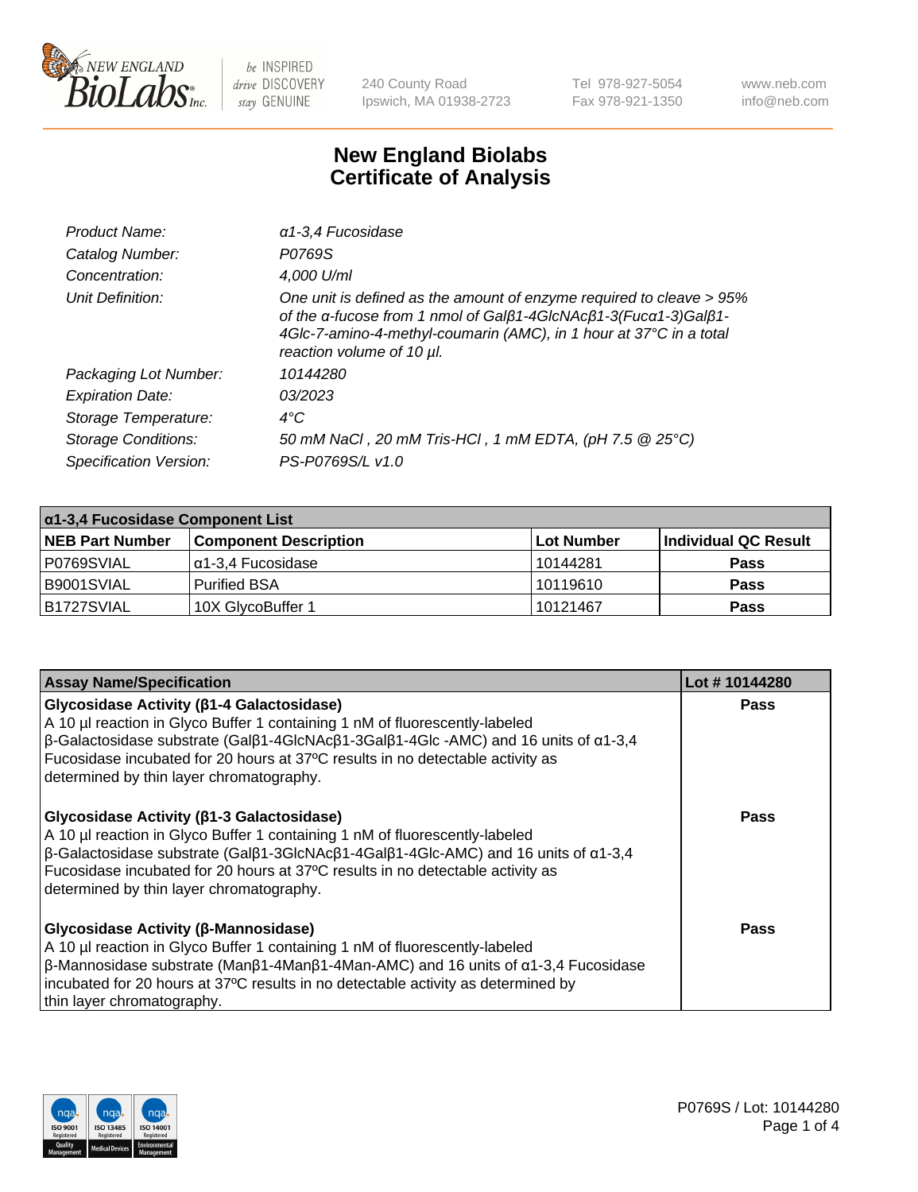New England BioLabs Inc. — be INSPIRED drive DISCOVERY stay GENUINE

240 County Road
Ipswich, MA 01938-2723

Tel 978-927-5054
Fax 978-921-1350

www.neb.com
info@neb.com

# New England Biolabs
# Certificate of Analysis

| | |
|---|---|
| *Product Name:* | *α1-3,4 Fucosidase* |
| *Catalog Number:* | *P0769S* |
| *Concentration:* | *4,000 U/ml* |
| *Unit Definition:* | *One unit is defined as the amount of enzyme required to cleave > 95% of the α-fucose from 1 nmol of Galβ1-4GlcNAcβ1-3(Fucα1-3)Galβ1-4Glc-7-amino-4-methyl-coumarin (AMC), in 1 hour at 37°C in a total reaction volume of 10 µl.* |
| *Packaging Lot Number:* | *10144280* |
| *Expiration Date:* | *03/2023* |
| *Storage Temperature:* | *4°C* |
| *Storage Conditions:* | *50 mM NaCl , 20 mM Tris-HCl , 1 mM EDTA, (pH 7.5 @ 25°C)* |
| *Specification Version:* | *PS-P0769S/L v1.0* |

| α1-3,4 Fucosidase Component List | | | |
|---|---|---|---|
| **NEB Part Number** | **Component Description** | **Lot Number** | **Individual QC Result** |
| P0769SVIAL | α1-3,4 Fucosidase | 10144281 | **Pass** |
| B9001SVIAL | Purified BSA | 10119610 | **Pass** |
| B1727SVIAL | 10X GlycoBuffer 1 | 10121467 | **Pass** |

| Assay Name/Specification | Lot # 10144280 |
|---|---|
| **Glycosidase Activity (β1-4 Galactosidase)**<br>A 10 µl reaction in Glyco Buffer 1 containing 1 nM of fluorescently-labeled β-Galactosidase substrate (Galβ1-4GlcNAcβ1-3Galβ1-4Glc -AMC) and 16 units of α1-3,4 Fucosidase incubated for 20 hours at 37ºC results in no detectable activity as determined by thin layer chromatography. | **Pass** |
| **Glycosidase Activity (β1-3 Galactosidase)**<br>A 10 µl reaction in Glyco Buffer 1 containing 1 nM of fluorescently-labeled β-Galactosidase substrate (Galβ1-3GlcNAcβ1-4Galβ1-4Glc-AMC) and 16 units of α1-3,4 Fucosidase incubated for 20 hours at 37ºC results in no detectable activity as determined by thin layer chromatography. | **Pass** |
| **Glycosidase Activity (β-Mannosidase)**<br>A 10 µl reaction in Glyco Buffer 1 containing 1 nM of fluorescently-labeled β-Mannosidase substrate (Manβ1-4Manβ1-4Man-AMC) and 16 units of α1-3,4 Fucosidase incubated for 20 hours at 37ºC results in no detectable activity as determined by thin layer chromatography. | **Pass** |

P0769S / Lot: 10144280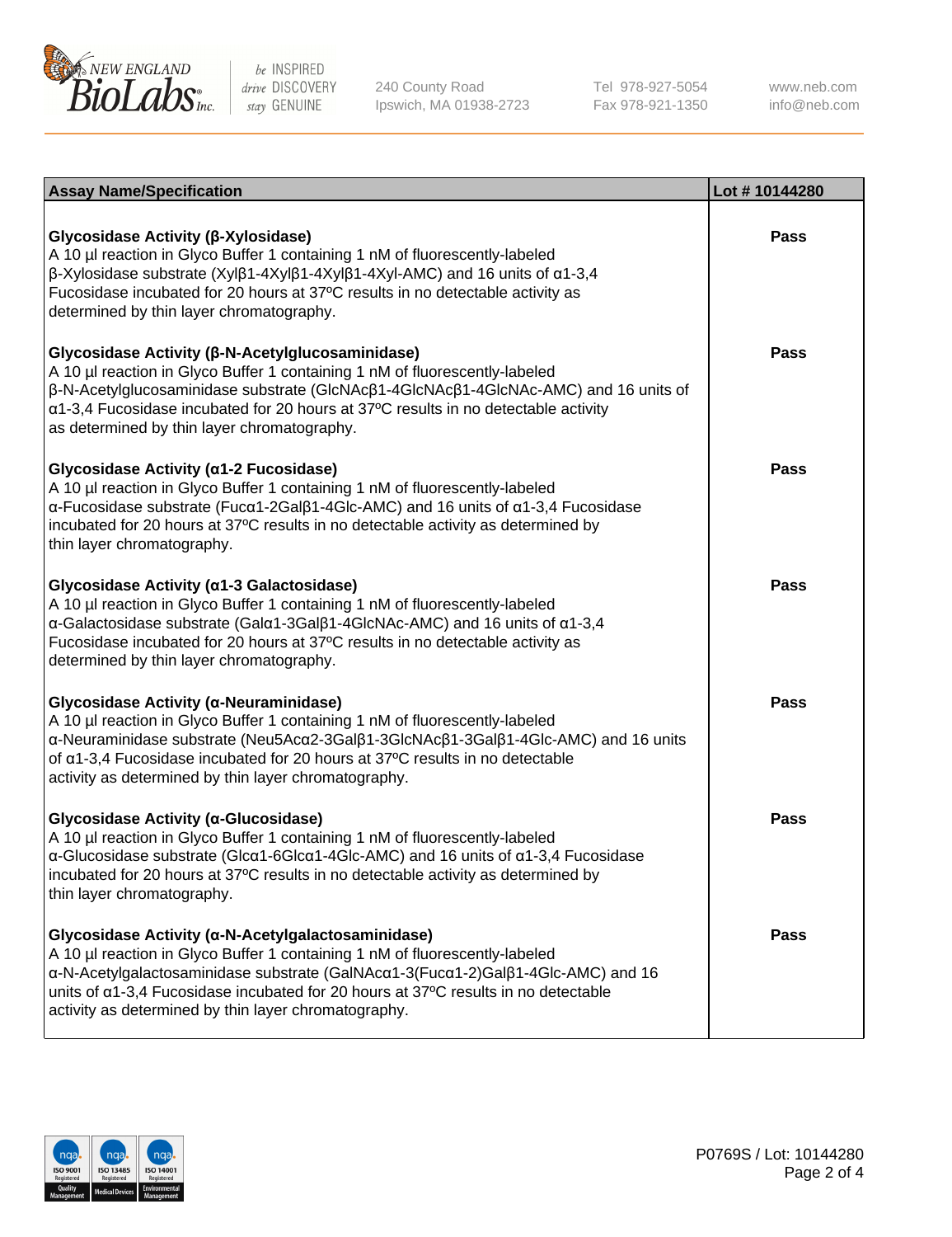| Assay Name/Specification | Lot # 10144280 |
|---|---|
| **Glycosidase Activity (β-Xylosidase)**<br>A 10 µl reaction in Glyco Buffer 1 containing 1 nM of fluorescently-labeled β-Xylosidase substrate (Xylβ1-4Xylβ1-4Xylβ1-4Xyl-AMC) and 16 units of α1-3,4 Fucosidase incubated for 20 hours at 37ºC results in no detectable activity as determined by thin layer chromatography. | Pass |
| **Glycosidase Activity (β-N-Acetylglucosaminidase)**<br>A 10 µl reaction in Glyco Buffer 1 containing 1 nM of fluorescently-labeled β-N-Acetylglucosaminidase substrate (GlcNAcβ1-4GlcNAcβ1-4GlcNAc-AMC) and 16 units of α1-3,4 Fucosidase incubated for 20 hours at 37ºC results in no detectable activity as determined by thin layer chromatography. | Pass |
| **Glycosidase Activity (α1-2 Fucosidase)**<br>A 10 µl reaction in Glyco Buffer 1 containing 1 nM of fluorescently-labeled α-Fucosidase substrate (Fucα1-2Galβ1-4Glc-AMC) and 16 units of α1-3,4 Fucosidase incubated for 20 hours at 37ºC results in no detectable activity as determined by thin layer chromatography. | Pass |
| **Glycosidase Activity (α1-3 Galactosidase)**<br>A 10 µl reaction in Glyco Buffer 1 containing 1 nM of fluorescently-labeled α-Galactosidase substrate (Galα1-3Galβ1-4GlcNAc-AMC) and 16 units of α1-3,4 Fucosidase incubated for 20 hours at 37ºC results in no detectable activity as determined by thin layer chromatography. | Pass |
| **Glycosidase Activity (α-Neuraminidase)**<br>A 10 µl reaction in Glyco Buffer 1 containing 1 nM of fluorescently-labeled α-Neuraminidase substrate (Neu5Acα2-3Galβ1-3GlcNAcβ1-3Galβ1-4Glc-AMC) and 16 units of α1-3,4 Fucosidase incubated for 20 hours at 37ºC results in no detectable activity as determined by thin layer chromatography. | Pass |
| **Glycosidase Activity (α-Glucosidase)**<br>A 10 µl reaction in Glyco Buffer 1 containing 1 nM of fluorescently-labeled α-Glucosidase substrate (Glcα1-6Glcα1-4Glc-AMC) and 16 units of α1-3,4 Fucosidase incubated for 20 hours at 37ºC results in no detectable activity as determined by thin layer chromatography. | Pass |
| **Glycosidase Activity (α-N-Acetylgalactosaminidase)**<br>A 10 µl reaction in Glyco Buffer 1 containing 1 nM of fluorescently-labeled α-N-Acetylgalactosaminidase substrate (GalNAcα1-3(Fucα1-2)Galβ1-4Glc-AMC) and 16 units of α1-3,4 Fucosidase incubated for 20 hours at 37ºC results in no detectable activity as determined by thin layer chromatography. | Pass |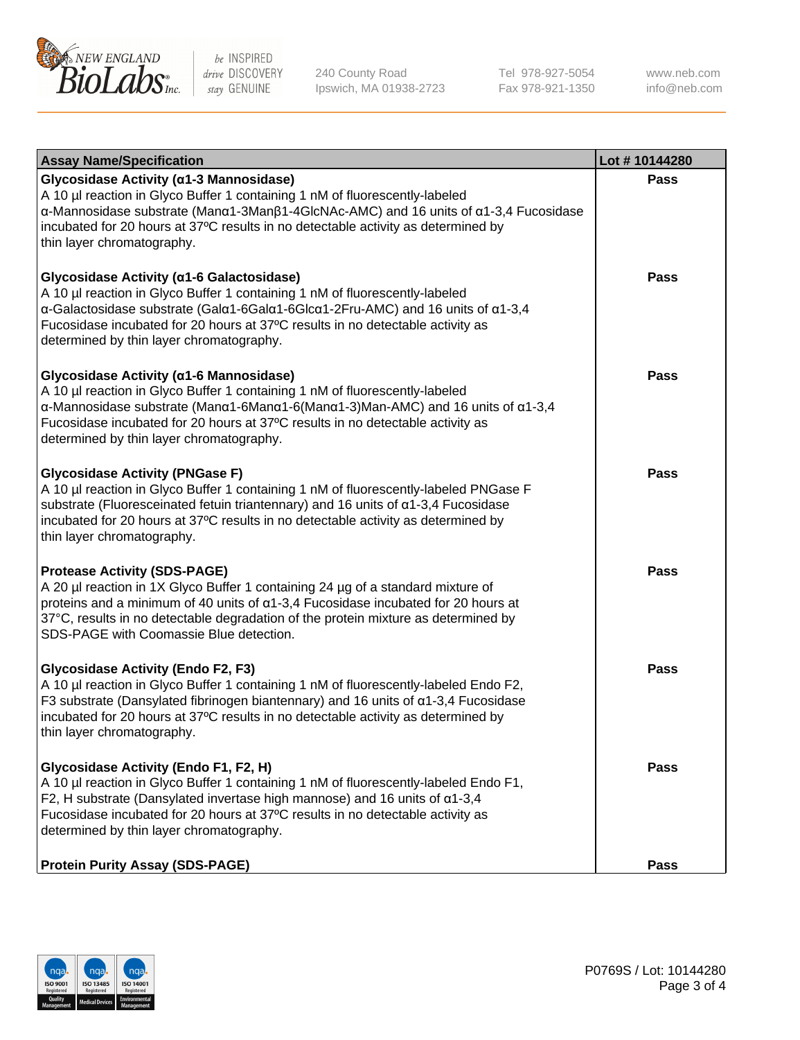| Assay Name/Specification | Lot # 10144280 |
| --- | --- |
| **Glycosidase Activity (α1-3 Mannosidase)**<br>A 10 µl reaction in Glyco Buffer 1 containing 1 nM of fluorescently-labeled α-Mannosidase substrate (Manα1-3Manβ1-4GlcNAc-AMC) and 16 units of α1-3,4 Fucosidase incubated for 20 hours at 37ºC results in no detectable activity as determined by thin layer chromatography. | Pass |
| **Glycosidase Activity (α1-6 Galactosidase)**<br>A 10 µl reaction in Glyco Buffer 1 containing 1 nM of fluorescently-labeled α-Galactosidase substrate (Galα1-6Galα1-6Glcα1-2Fru-AMC) and 16 units of α1-3,4 Fucosidase incubated for 20 hours at 37ºC results in no detectable activity as determined by thin layer chromatography. | Pass |
| **Glycosidase Activity (α1-6 Mannosidase)**<br>A 10 µl reaction in Glyco Buffer 1 containing 1 nM of fluorescently-labeled α-Mannosidase substrate (Manα1-6Manα1-6(Manα1-3)Man-AMC) and 16 units of α1-3,4 Fucosidase incubated for 20 hours at 37ºC results in no detectable activity as determined by thin layer chromatography. | Pass |
| **Glycosidase Activity (PNGase F)**<br>A 10 µl reaction in Glyco Buffer 1 containing 1 nM of fluorescently-labeled PNGase F substrate (Fluoresceinated fetuin triantennary) and 16 units of α1-3,4 Fucosidase incubated for 20 hours at 37ºC results in no detectable activity as determined by thin layer chromatography. | Pass |
| **Protease Activity (SDS-PAGE)**<br>A 20 µl reaction in 1X Glyco Buffer 1 containing 24 µg of a standard mixture of proteins and a minimum of 40 units of α1-3,4 Fucosidase incubated for 20 hours at 37°C, results in no detectable degradation of the protein mixture as determined by SDS-PAGE with Coomassie Blue detection. | Pass |
| **Glycosidase Activity (Endo F2, F3)**<br>A 10 µl reaction in Glyco Buffer 1 containing 1 nM of fluorescently-labeled Endo F2, F3 substrate (Dansylated fibrinogen biantennary) and 16 units of α1-3,4 Fucosidase incubated for 20 hours at 37ºC results in no detectable activity as determined by thin layer chromatography. | Pass |
| **Glycosidase Activity (Endo F1, F2, H)**<br>A 10 µl reaction in Glyco Buffer 1 containing 1 nM of fluorescently-labeled Endo F1, F2, H substrate (Dansylated invertase high mannose) and 16 units of α1-3,4 Fucosidase incubated for 20 hours at 37ºC results in no detectable activity as determined by thin layer chromatography. | Pass |
| **Protein Purity Assay (SDS-PAGE)** | Pass |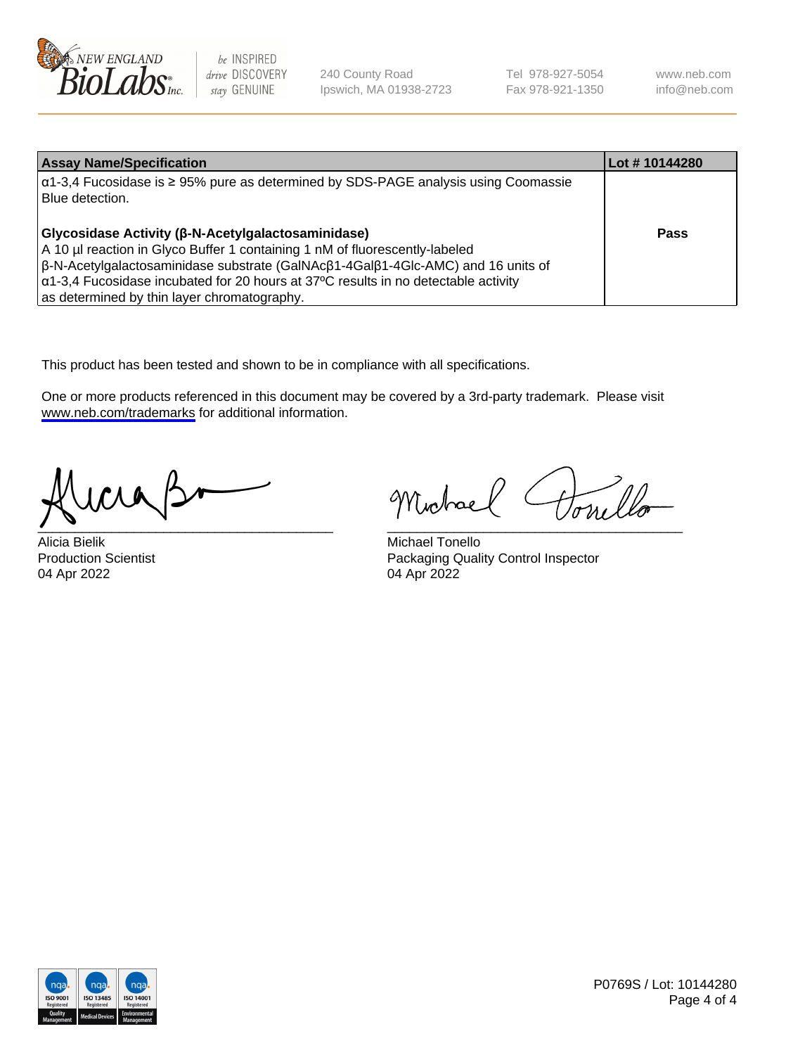| Assay Name/Specification | Lot # 10144280 |
|---|---|
| α1-3,4 Fucosidase is ≥ 95% pure as determined by SDS-PAGE analysis using Coomassie Blue detection. | |
| **Glycosidase Activity (β-N-Acetylgalactosaminidase)** A 10 µl reaction in Glyco Buffer 1 containing 1 nM of fluorescently-labeled β-N-Acetylgalactosaminidase substrate (GalNAcβ1-4Galβ1-4Glc-AMC) and 16 units of α1-3,4 Fucosidase incubated for 20 hours at 37ºC results in no detectable activity as determined by thin layer chromatography. | **Pass** |

This product has been tested and shown to be in compliance with all specifications.

One or more products referenced in this document may be covered by a 3rd-party trademark. Please visit www.neb.com/trademarks for additional information.

Alicia Bielik
Production Scientist
04 Apr 2022

Michael Tonello
Packaging Quality Control Inspector
04 Apr 2022

P0769S / Lot: 10144280